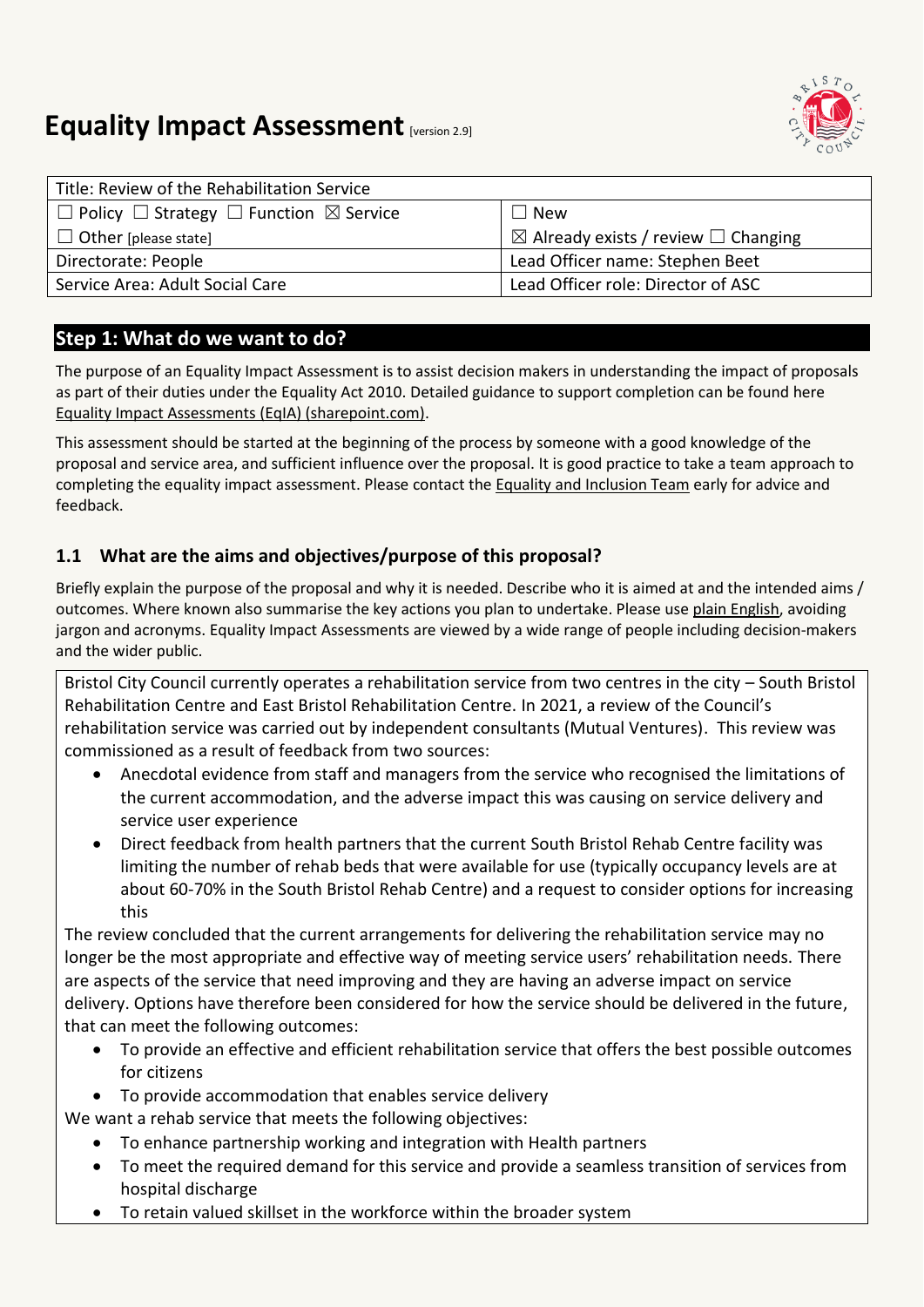# Equality Impact Assessment [version 2.9]

| Title: Review of the Rehabilitation Service | |
|---|---|
| ☐ Policy ☐ Strategy ☐ Function ☒ Service | ☐ New |
| ☐ Other [please state] | ☒ Already exists / review ☐ Changing |
| Directorate: People | Lead Officer name: Stephen Beet |
| Service Area: Adult Social Care | Lead Officer role: Director of ASC |

## Step 1: What do we want to do?

The purpose of an Equality Impact Assessment is to assist decision makers in understanding the impact of proposals as part of their duties under the Equality Act 2010. Detailed guidance to support completion can be found here Equality Impact Assessments (EqIA) (sharepoint.com).

This assessment should be started at the beginning of the process by someone with a good knowledge of the proposal and service area, and sufficient influence over the proposal. It is good practice to take a team approach to completing the equality impact assessment. Please contact the Equality and Inclusion Team early for advice and feedback.

### 1.1 What are the aims and objectives/purpose of this proposal?

Briefly explain the purpose of the proposal and why it is needed. Describe who it is aimed at and the intended aims / outcomes. Where known also summarise the key actions you plan to undertake. Please use plain English, avoiding jargon and acronyms. Equality Impact Assessments are viewed by a wide range of people including decision-makers and the wider public.

Bristol City Council currently operates a rehabilitation service from two centres in the city – South Bristol Rehabilitation Centre and East Bristol Rehabilitation Centre. In 2021, a review of the Council's rehabilitation service was carried out by independent consultants (Mutual Ventures). This review was commissioned as a result of feedback from two sources:

- Anecdotal evidence from staff and managers from the service who recognised the limitations of the current accommodation, and the adverse impact this was causing on service delivery and service user experience
- Direct feedback from health partners that the current South Bristol Rehab Centre facility was limiting the number of rehab beds that were available for use (typically occupancy levels are at about 60-70% in the South Bristol Rehab Centre) and a request to consider options for increasing this

The review concluded that the current arrangements for delivering the rehabilitation service may no longer be the most appropriate and effective way of meeting service users' rehabilitation needs. There are aspects of the service that need improving and they are having an adverse impact on service delivery. Options have therefore been considered for how the service should be delivered in the future, that can meet the following outcomes:

- To provide an effective and efficient rehabilitation service that offers the best possible outcomes for citizens
- To provide accommodation that enables service delivery

We want a rehab service that meets the following objectives:

- To enhance partnership working and integration with Health partners
- To meet the required demand for this service and provide a seamless transition of services from hospital discharge
- To retain valued skillset in the workforce within the broader system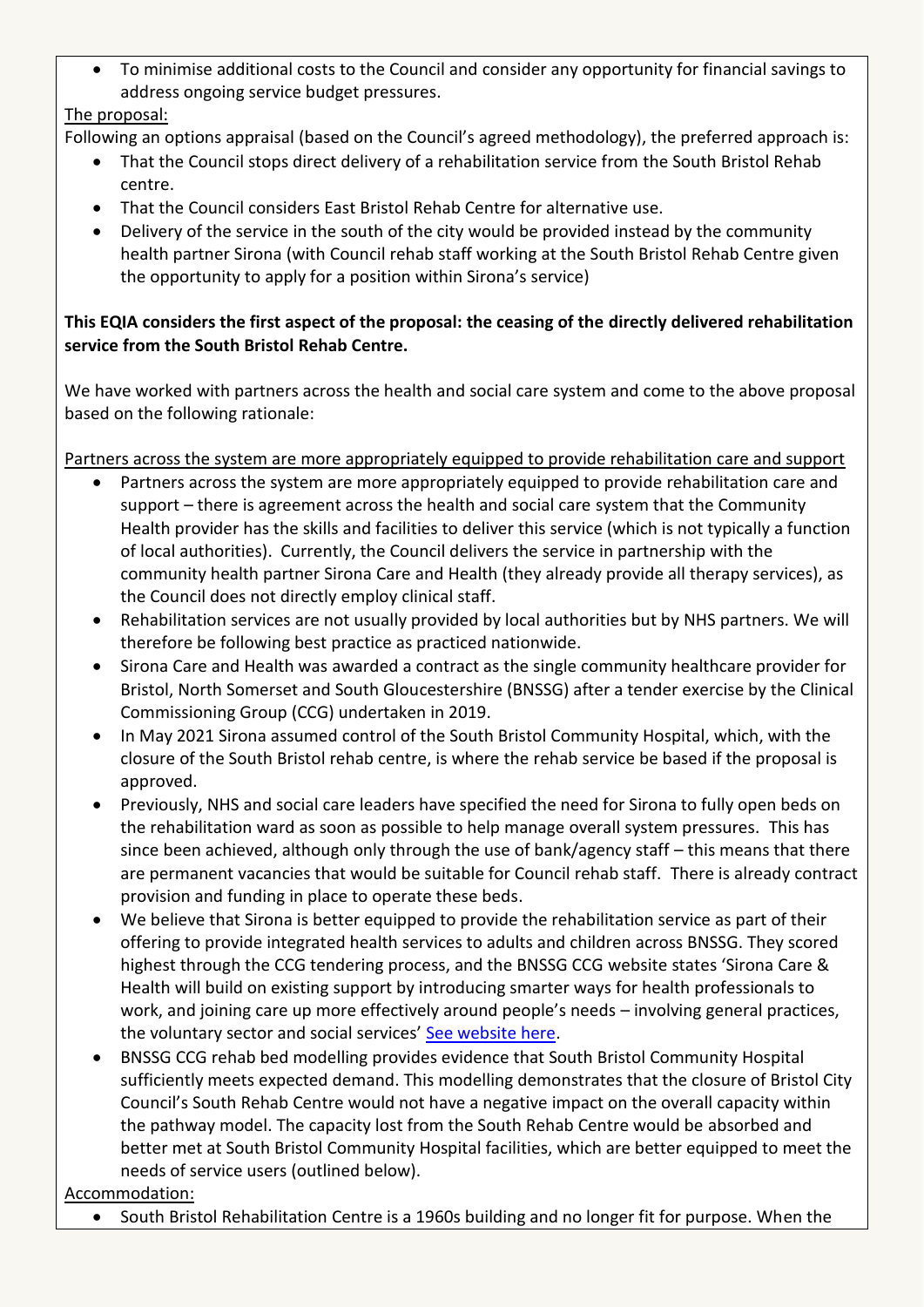- To minimise additional costs to the Council and consider any opportunity for financial savings to address ongoing service budget pressures.

The proposal:

Following an options appraisal (based on the Council's agreed methodology), the preferred approach is:

- That the Council stops direct delivery of a rehabilitation service from the South Bristol Rehab centre.
- That the Council considers East Bristol Rehab Centre for alternative use.
- Delivery of the service in the south of the city would be provided instead by the community health partner Sirona (with Council rehab staff working at the South Bristol Rehab Centre given the opportunity to apply for a position within Sirona's service)

**This EQIA considers the first aspect of the proposal: the ceasing of the directly delivered rehabilitation service from the South Bristol Rehab Centre.**

We have worked with partners across the health and social care system and come to the above proposal based on the following rationale:

Partners across the system are more appropriately equipped to provide rehabilitation care and support

- Partners across the system are more appropriately equipped to provide rehabilitation care and support – there is agreement across the health and social care system that the Community Health provider has the skills and facilities to deliver this service (which is not typically a function of local authorities). Currently, the Council delivers the service in partnership with the community health partner Sirona Care and Health (they already provide all therapy services), as the Council does not directly employ clinical staff.
- Rehabilitation services are not usually provided by local authorities but by NHS partners. We will therefore be following best practice as practiced nationwide.
- Sirona Care and Health was awarded a contract as the single community healthcare provider for Bristol, North Somerset and South Gloucestershire (BNSSG) after a tender exercise by the Clinical Commissioning Group (CCG) undertaken in 2019.
- In May 2021 Sirona assumed control of the South Bristol Community Hospital, which, with the closure of the South Bristol rehab centre, is where the rehab service be based if the proposal is approved.
- Previously, NHS and social care leaders have specified the need for Sirona to fully open beds on the rehabilitation ward as soon as possible to help manage overall system pressures. This has since been achieved, although only through the use of bank/agency staff – this means that there are permanent vacancies that would be suitable for Council rehab staff. There is already contract provision and funding in place to operate these beds.
- We believe that Sirona is better equipped to provide the rehabilitation service as part of their offering to provide integrated health services to adults and children across BNSSG. They scored highest through the CCG tendering process, and the BNSSG CCG website states 'Sirona Care & Health will build on existing support by introducing smarter ways for health professionals to work, and joining care up more effectively around people's needs – involving general practices, the voluntary sector and social services' See website here.
- BNSSG CCG rehab bed modelling provides evidence that South Bristol Community Hospital sufficiently meets expected demand. This modelling demonstrates that the closure of Bristol City Council's South Rehab Centre would not have a negative impact on the overall capacity within the pathway model. The capacity lost from the South Rehab Centre would be absorbed and better met at South Bristol Community Hospital facilities, which are better equipped to meet the needs of service users (outlined below).

Accommodation:

- South Bristol Rehabilitation Centre is a 1960s building and no longer fit for purpose. When the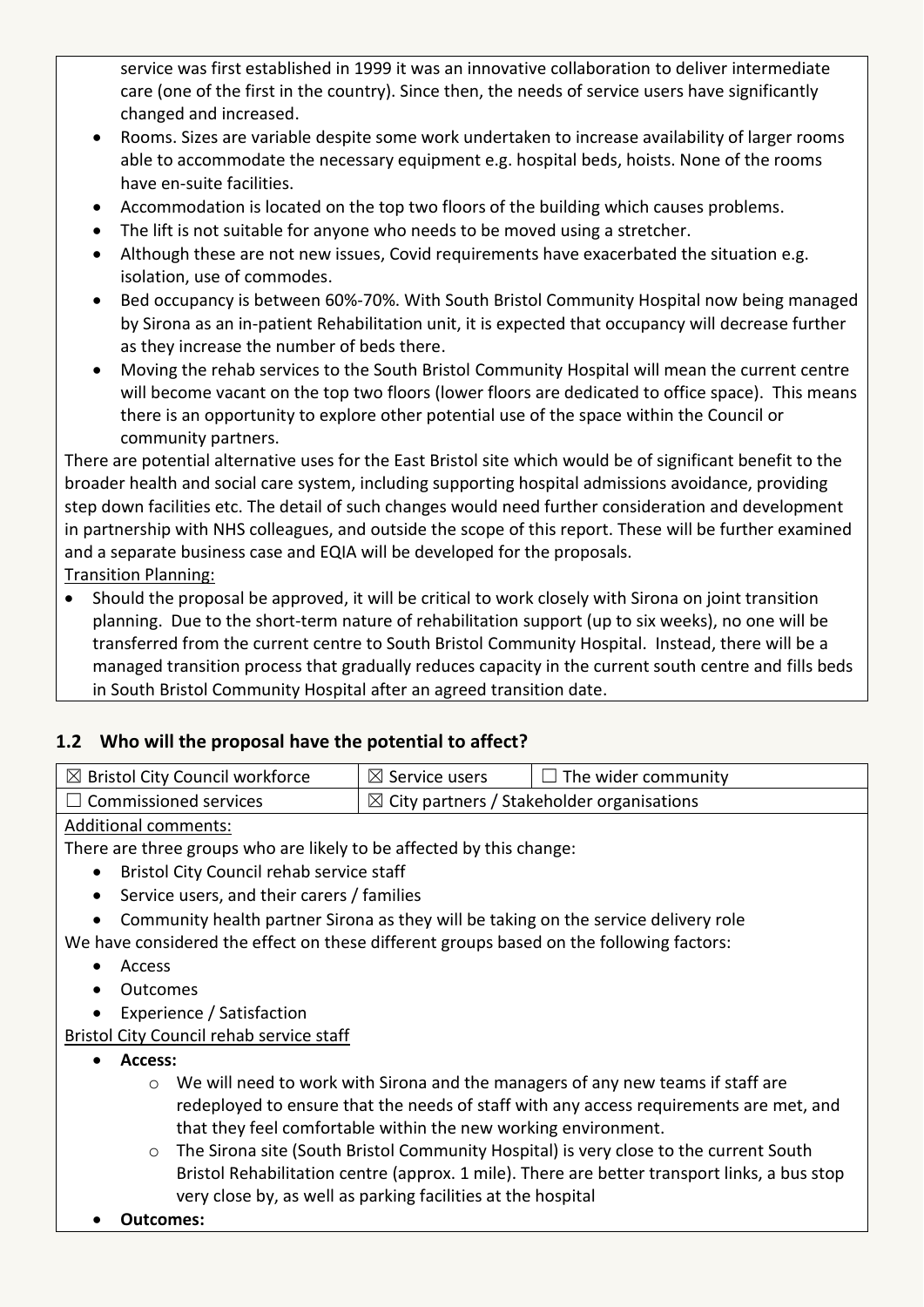service was first established in 1999 it was an innovative collaboration to deliver intermediate care (one of the first in the country). Since then, the needs of service users have significantly changed and increased.

- Rooms. Sizes are variable despite some work undertaken to increase availability of larger rooms able to accommodate the necessary equipment e.g. hospital beds, hoists. None of the rooms have en-suite facilities.
- Accommodation is located on the top two floors of the building which causes problems.
- The lift is not suitable for anyone who needs to be moved using a stretcher.
- Although these are not new issues, Covid requirements have exacerbated the situation e.g. isolation, use of commodes.
- Bed occupancy is between 60%-70%. With South Bristol Community Hospital now being managed by Sirona as an in-patient Rehabilitation unit, it is expected that occupancy will decrease further as they increase the number of beds there.
- Moving the rehab services to the South Bristol Community Hospital will mean the current centre will become vacant on the top two floors (lower floors are dedicated to office space). This means there is an opportunity to explore other potential use of the space within the Council or community partners.

There are potential alternative uses for the East Bristol site which would be of significant benefit to the broader health and social care system, including supporting hospital admissions avoidance, providing step down facilities etc. The detail of such changes would need further consideration and development in partnership with NHS colleagues, and outside the scope of this report. These will be further examined and a separate business case and EQIA will be developed for the proposals.

Transition Planning:

- Should the proposal be approved, it will be critical to work closely with Sirona on joint transition planning. Due to the short-term nature of rehabilitation support (up to six weeks), no one will be transferred from the current centre to South Bristol Community Hospital. Instead, there will be a managed transition process that gradually reduces capacity in the current south centre and fills beds in South Bristol Community Hospital after an agreed transition date.

## 1.2 Who will the proposal have the potential to affect?

| ☒ Bristol City Council workforce | ☒ Service users | ☐ The wider community |
|---|---|---|
| ☐ Commissioned services | ☒ City partners / Stakeholder organisations | |

Additional comments:

There are three groups who are likely to be affected by this change:

- Bristol City Council rehab service staff
- Service users, and their carers / families
- Community health partner Sirona as they will be taking on the service delivery role

We have considered the effect on these different groups based on the following factors:

- Access
- Outcomes
- Experience / Satisfaction

Bristol City Council rehab service staff

- **Access:**
  - We will need to work with Sirona and the managers of any new teams if staff are redeployed to ensure that the needs of staff with any access requirements are met, and that they feel comfortable within the new working environment.
  - The Sirona site (South Bristol Community Hospital) is very close to the current South Bristol Rehabilitation centre (approx. 1 mile). There are better transport links, a bus stop very close by, as well as parking facilities at the hospital
- **Outcomes:**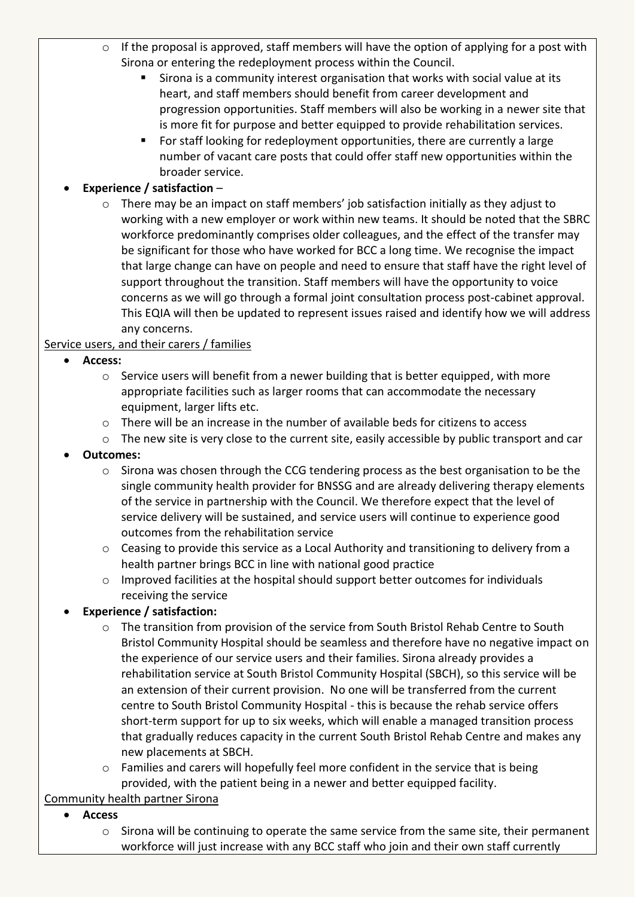- If the proposal is approved, staff members will have the option of applying for a post with Sirona or entering the redeployment process within the Council.
    - Sirona is a community interest organisation that works with social value at its heart, and staff members should benefit from career development and progression opportunities. Staff members will also be working in a newer site that is more fit for purpose and better equipped to provide rehabilitation services.
    - For staff looking for redeployment opportunities, there are currently a large number of vacant care posts that could offer staff new opportunities within the broader service.
- **Experience / satisfaction** –
    - There may be an impact on staff members' job satisfaction initially as they adjust to working with a new employer or work within new teams. It should be noted that the SBRC workforce predominantly comprises older colleagues, and the effect of the transfer may be significant for those who have worked for BCC a long time. We recognise the impact that large change can have on people and need to ensure that staff have the right level of support throughout the transition. Staff members will have the opportunity to voice concerns as we will go through a formal joint consultation process post-cabinet approval. This EQIA will then be updated to represent issues raised and identify how we will address any concerns.

<u>Service users, and their carers / families</u>

- **Access:**
    - Service users will benefit from a newer building that is better equipped, with more appropriate facilities such as larger rooms that can accommodate the necessary equipment, larger lifts etc.
    - There will be an increase in the number of available beds for citizens to access
    - The new site is very close to the current site, easily accessible by public transport and car
- **Outcomes:**
    - Sirona was chosen through the CCG tendering process as the best organisation to be the single community health provider for BNSSG and are already delivering therapy elements of the service in partnership with the Council. We therefore expect that the level of service delivery will be sustained, and service users will continue to experience good outcomes from the rehabilitation service
    - Ceasing to provide this service as a Local Authority and transitioning to delivery from a health partner brings BCC in line with national good practice
    - Improved facilities at the hospital should support better outcomes for individuals receiving the service
- **Experience / satisfaction:**
    - The transition from provision of the service from South Bristol Rehab Centre to South Bristol Community Hospital should be seamless and therefore have no negative impact on the experience of our service users and their families. Sirona already provides a rehabilitation service at South Bristol Community Hospital (SBCH), so this service will be an extension of their current provision. No one will be transferred from the current centre to South Bristol Community Hospital - this is because the rehab service offers short-term support for up to six weeks, which will enable a managed transition process that gradually reduces capacity in the current South Bristol Rehab Centre and makes any new placements at SBCH.
    - Families and carers will hopefully feel more confident in the service that is being provided, with the patient being in a newer and better equipped facility.

<u>Community health partner Sirona</u>

- **Access**
    - Sirona will be continuing to operate the same service from the same site, their permanent workforce will just increase with any BCC staff who join and their own staff currently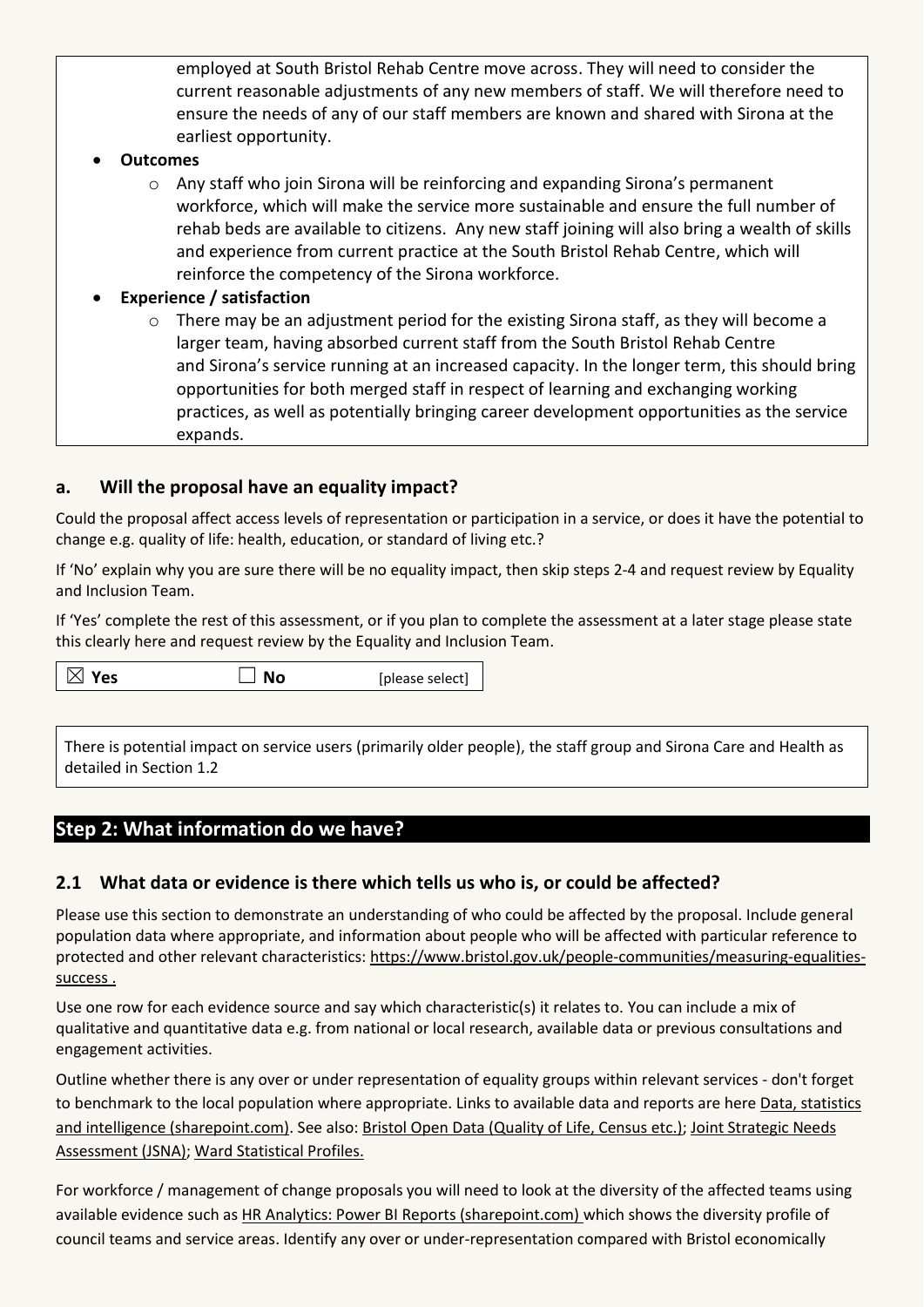employed at South Bristol Rehab Centre move across. They will need to consider the current reasonable adjustments of any new members of staff. We will therefore need to ensure the needs of any of our staff members are known and shared with Sirona at the earliest opportunity.

- **Outcomes**
  - Any staff who join Sirona will be reinforcing and expanding Sirona's permanent workforce, which will make the service more sustainable and ensure the full number of rehab beds are available to citizens. Any new staff joining will also bring a wealth of skills and experience from current practice at the South Bristol Rehab Centre, which will reinforce the competency of the Sirona workforce.
- **Experience / satisfaction**
  - There may be an adjustment period for the existing Sirona staff, as they will become a larger team, having absorbed current staff from the South Bristol Rehab Centre and Sirona's service running at an increased capacity. In the longer term, this should bring opportunities for both merged staff in respect of learning and exchanging working practices, as well as potentially bringing career development opportunities as the service expands.

### a. Will the proposal have an equality impact?

Could the proposal affect access levels of representation or participation in a service, or does it have the potential to change e.g. quality of life: health, education, or standard of living etc.?

If 'No' explain why you are sure there will be no equality impact, then skip steps 2-4 and request review by Equality and Inclusion Team.

If 'Yes' complete the rest of this assessment, or if you plan to complete the assessment at a later stage please state this clearly here and request review by the Equality and Inclusion Team.

| | | |
|---|---|---|
| ☒ **Yes** | ☐ **No** | [please select] |

There is potential impact on service users (primarily older people), the staff group and Sirona Care and Health as detailed in Section 1.2

## Step 2: What information do we have?

### 2.1 What data or evidence is there which tells us who is, or could be affected?

Please use this section to demonstrate an understanding of who could be affected by the proposal. Include general population data where appropriate, and information about people who will be affected with particular reference to protected and other relevant characteristics: https://www.bristol.gov.uk/people-communities/measuring-equalities-success .

Use one row for each evidence source and say which characteristic(s) it relates to. You can include a mix of qualitative and quantitative data e.g. from national or local research, available data or previous consultations and engagement activities.

Outline whether there is any over or under representation of equality groups within relevant services - don't forget to benchmark to the local population where appropriate. Links to available data and reports are here Data, statistics and intelligence (sharepoint.com). See also: Bristol Open Data (Quality of Life, Census etc.); Joint Strategic Needs Assessment (JSNA); Ward Statistical Profiles.

For workforce / management of change proposals you will need to look at the diversity of the affected teams using available evidence such as HR Analytics: Power BI Reports (sharepoint.com) which shows the diversity profile of council teams and service areas. Identify any over or under-representation compared with Bristol economically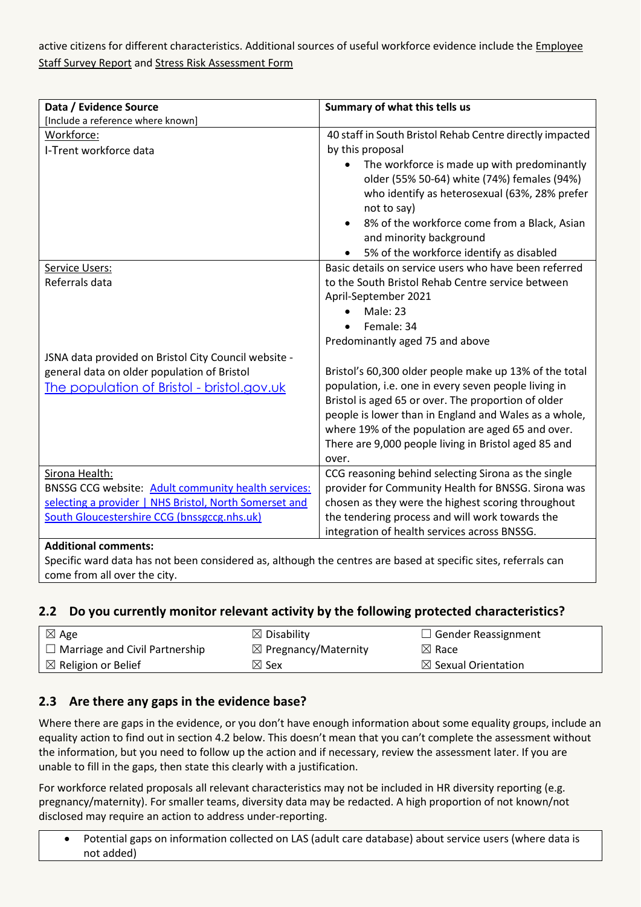active citizens for different characteristics. Additional sources of useful workforce evidence include the Employee Staff Survey Report and Stress Risk Assessment Form

| Data / Evidence Source<br>[Include a reference where known] | Summary of what this tells us |
|---|---|
| Workforce:<br>I-Trent workforce data | 40 staff in South Bristol Rehab Centre directly impacted by this proposal<br>• The workforce is made up with predominantly older (55% 50-64) white (74%) females (94%) who identify as heterosexual (63%, 28% prefer not to say)<br>• 8% of the workforce come from a Black, Asian and minority background<br>• 5% of the workforce identify as disabled |
| Service Users:<br>Referrals data<br><br>JSNA data provided on Bristol City Council website - general data on older population of Bristol<br>The population of Bristol - bristol.gov.uk | Basic details on service users who have been referred to the South Bristol Rehab Centre service between April-September 2021<br>• Male: 23<br>• Female: 34<br>Predominantly aged 75 and above<br><br>Bristol's 60,300 older people make up 13% of the total population, i.e. one in every seven people living in Bristol is aged 65 or over. The proportion of older people is lower than in England and Wales as a whole, where 19% of the population are aged 65 and over. There are 9,000 people living in Bristol aged 85 and over. |
| Sirona Health:<br>BNSSG CCG website: Adult community health services: selecting a provider \| NHS Bristol, North Somerset and South Gloucestershire CCG (bnssgccg.nhs.uk) | CCG reasoning behind selecting Sirona as the single provider for Community Health for BNSSG. Sirona was chosen as they were the highest scoring throughout the tendering process and will work towards the integration of health services across BNSSG. |
| **Additional comments:**<br>Specific ward data has not been considered as, although the centres are based at specific sites, referrals can come from all over the city. | |

## 2.2 Do you currently monitor relevant activity by the following protected characteristics?

| | | |
|---|---|---|
| ☒ Age | ☒ Disability | ☐ Gender Reassignment |
| ☐ Marriage and Civil Partnership | ☒ Pregnancy/Maternity | ☒ Race |
| ☒ Religion or Belief | ☒ Sex | ☒ Sexual Orientation |

## 2.3 Are there any gaps in the evidence base?

Where there are gaps in the evidence, or you don't have enough information about some equality groups, include an equality action to find out in section 4.2 below. This doesn't mean that you can't complete the assessment without the information, but you need to follow up the action and if necessary, review the assessment later. If you are unable to fill in the gaps, then state this clearly with a justification.

For workforce related proposals all relevant characteristics may not be included in HR diversity reporting (e.g. pregnancy/maternity). For smaller teams, diversity data may be redacted. A high proportion of not known/not disclosed may require an action to address under-reporting.

- Potential gaps on information collected on LAS (adult care database) about service users (where data is not added)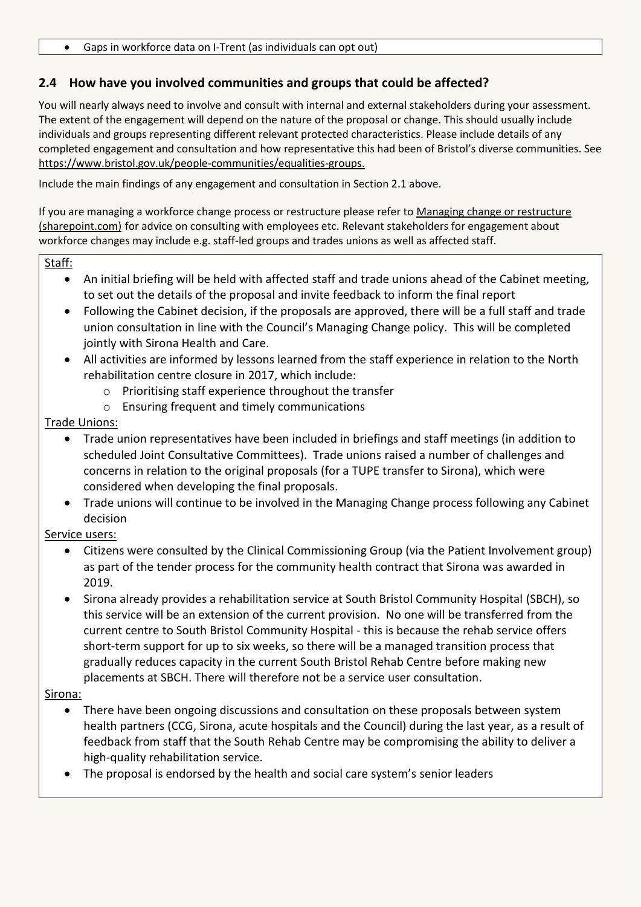- Gaps in workforce data on I-Trent (as individuals can opt out)

## 2.4 How have you involved communities and groups that could be affected?

You will nearly always need to involve and consult with internal and external stakeholders during your assessment. The extent of the engagement will depend on the nature of the proposal or change. This should usually include individuals and groups representing different relevant protected characteristics. Please include details of any completed engagement and consultation and how representative this had been of Bristol's diverse communities. See https://www.bristol.gov.uk/people-communities/equalities-groups.

Include the main findings of any engagement and consultation in Section 2.1 above.

If you are managing a workforce change process or restructure please refer to Managing change or restructure (sharepoint.com) for advice on consulting with employees etc. Relevant stakeholders for engagement about workforce changes may include e.g. staff-led groups and trades unions as well as affected staff.

Staff:

- An initial briefing will be held with affected staff and trade unions ahead of the Cabinet meeting, to set out the details of the proposal and invite feedback to inform the final report
- Following the Cabinet decision, if the proposals are approved, there will be a full staff and trade union consultation in line with the Council's Managing Change policy. This will be completed jointly with Sirona Health and Care.
- All activities are informed by lessons learned from the staff experience in relation to the North rehabilitation centre closure in 2017, which include:
  - Prioritising staff experience throughout the transfer
  - Ensuring frequent and timely communications

Trade Unions:

- Trade union representatives have been included in briefings and staff meetings (in addition to scheduled Joint Consultative Committees). Trade unions raised a number of challenges and concerns in relation to the original proposals (for a TUPE transfer to Sirona), which were considered when developing the final proposals.
- Trade unions will continue to be involved in the Managing Change process following any Cabinet decision

Service users:

- Citizens were consulted by the Clinical Commissioning Group (via the Patient Involvement group) as part of the tender process for the community health contract that Sirona was awarded in 2019.
- Sirona already provides a rehabilitation service at South Bristol Community Hospital (SBCH), so this service will be an extension of the current provision. No one will be transferred from the current centre to South Bristol Community Hospital - this is because the rehab service offers short-term support for up to six weeks, so there will be a managed transition process that gradually reduces capacity in the current South Bristol Rehab Centre before making new placements at SBCH. There will therefore not be a service user consultation.

Sirona:

- There have been ongoing discussions and consultation on these proposals between system health partners (CCG, Sirona, acute hospitals and the Council) during the last year, as a result of feedback from staff that the South Rehab Centre may be compromising the ability to deliver a high-quality rehabilitation service.
- The proposal is endorsed by the health and social care system's senior leaders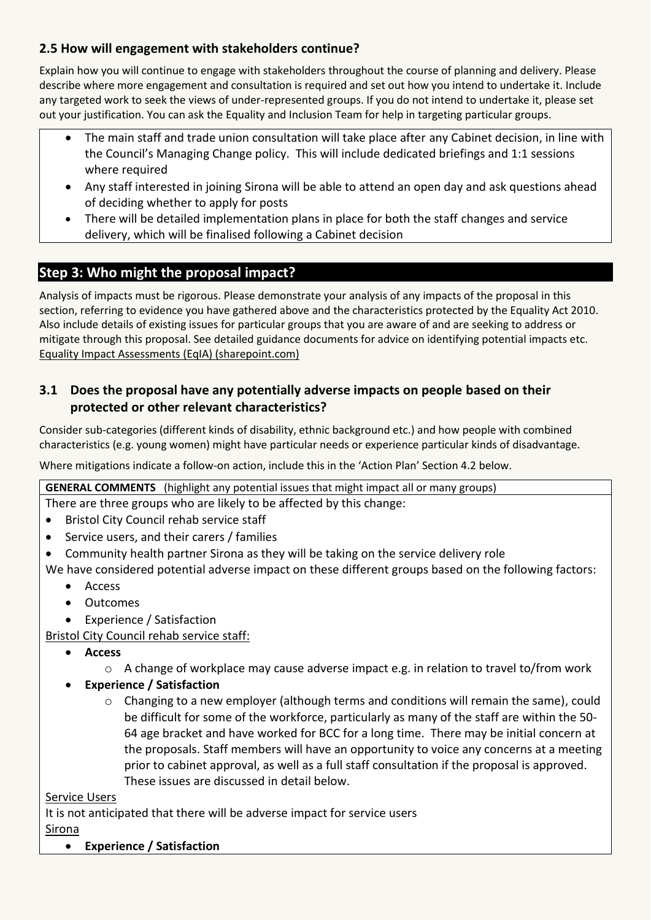### 2.5 How will engagement with stakeholders continue?

Explain how you will continue to engage with stakeholders throughout the course of planning and delivery. Please describe where more engagement and consultation is required and set out how you intend to undertake it. Include any targeted work to seek the views of under-represented groups. If you do not intend to undertake it, please set out your justification. You can ask the Equality and Inclusion Team for help in targeting particular groups.

- The main staff and trade union consultation will take place after any Cabinet decision, in line with the Council's Managing Change policy. This will include dedicated briefings and 1:1 sessions where required
- Any staff interested in joining Sirona will be able to attend an open day and ask questions ahead of deciding whether to apply for posts
- There will be detailed implementation plans in place for both the staff changes and service delivery, which will be finalised following a Cabinet decision

## Step 3: Who might the proposal impact?

Analysis of impacts must be rigorous. Please demonstrate your analysis of any impacts of the proposal in this section, referring to evidence you have gathered above and the characteristics protected by the Equality Act 2010. Also include details of existing issues for particular groups that you are aware of and are seeking to address or mitigate through this proposal. See detailed guidance documents for advice on identifying potential impacts etc. Equality Impact Assessments (EqIA) (sharepoint.com)

### 3.1 Does the proposal have any potentially adverse impacts on people based on their protected or other relevant characteristics?

Consider sub-categories (different kinds of disability, ethnic background etc.) and how people with combined characteristics (e.g. young women) might have particular needs or experience particular kinds of disadvantage.

Where mitigations indicate a follow-on action, include this in the 'Action Plan' Section 4.2 below.

**GENERAL COMMENTS** (highlight any potential issues that might impact all or many groups)

There are three groups who are likely to be affected by this change:

- Bristol City Council rehab service staff
- Service users, and their carers / families
- Community health partner Sirona as they will be taking on the service delivery role

We have considered potential adverse impact on these different groups based on the following factors:

- Access
- Outcomes
- Experience / Satisfaction

Bristol City Council rehab service staff:

- **Access**
  - A change of workplace may cause adverse impact e.g. in relation to travel to/from work
- **Experience / Satisfaction**
  - Changing to a new employer (although terms and conditions will remain the same), could be difficult for some of the workforce, particularly as many of the staff are within the 50-64 age bracket and have worked for BCC for a long time. There may be initial concern at the proposals. Staff members will have an opportunity to voice any concerns at a meeting prior to cabinet approval, as well as a full staff consultation if the proposal is approved. These issues are discussed in detail below.

Service Users

It is not anticipated that there will be adverse impact for service users

Sirona

- **Experience / Satisfaction**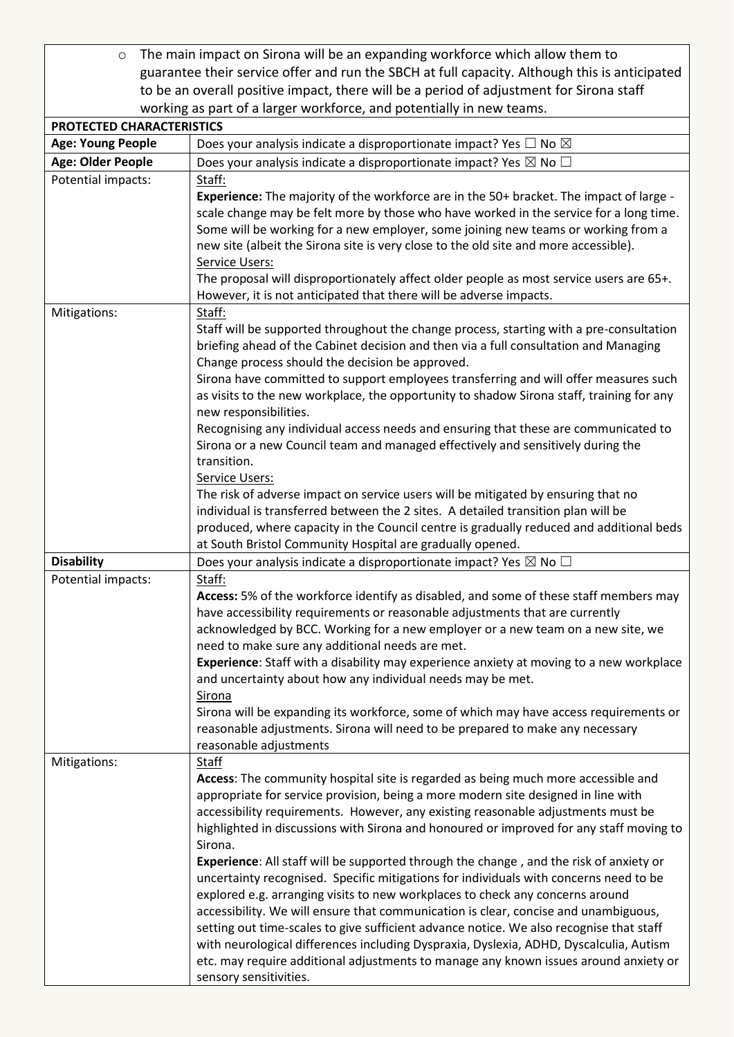| | |
|---|---|
| ○ The main impact on Sirona will be an expanding workforce which allow them to guarantee their service offer and run the SBCH at full capacity. Although this is anticipated to be an overall positive impact, there will be a period of adjustment for Sirona staff working as part of a larger workforce, and potentially in new teams. | |
| **PROTECTED CHARACTERISTICS** | |
| **Age: Young People** | Does your analysis indicate a disproportionate impact? Yes ☐ No ☒ |
| **Age: Older People** | Does your analysis indicate a disproportionate impact? Yes ☒ No ☐ |
| Potential impacts: | Staff:<br>**Experience:** The majority of the workforce are in the 50+ bracket. The impact of large - scale change may be felt more by those who have worked in the service for a long time. Some will be working for a new employer, some joining new teams or working from a new site (albeit the Sirona site is very close to the old site and more accessible).<br>Service Users:<br>The proposal will disproportionately affect older people as most service users are 65+. However, it is not anticipated that there will be adverse impacts. |
| Mitigations: | Staff:<br>Staff will be supported throughout the change process, starting with a pre-consultation briefing ahead of the Cabinet decision and then via a full consultation and Managing Change process should the decision be approved.<br>Sirona have committed to support employees transferring and will offer measures such as visits to the new workplace, the opportunity to shadow Sirona staff, training for any new responsibilities.<br>Recognising any individual access needs and ensuring that these are communicated to Sirona or a new Council team and managed effectively and sensitively during the transition.<br>Service Users:<br>The risk of adverse impact on service users will be mitigated by ensuring that no individual is transferred between the 2 sites. A detailed transition plan will be produced, where capacity in the Council centre is gradually reduced and additional beds at South Bristol Community Hospital are gradually opened. |
| **Disability** | Does your analysis indicate a disproportionate impact? Yes ☒ No ☐ |
| Potential impacts: | Staff:<br>**Access:** 5% of the workforce identify as disabled, and some of these staff members may have accessibility requirements or reasonable adjustments that are currently acknowledged by BCC. Working for a new employer or a new team on a new site, we need to make sure any additional needs are met.<br>**Experience**: Staff with a disability may experience anxiety at moving to a new workplace and uncertainty about how any individual needs may be met.<br>Sirona<br>Sirona will be expanding its workforce, some of which may have access requirements or reasonable adjustments. Sirona will need to be prepared to make any necessary reasonable adjustments |
| Mitigations: | Staff<br>**Access**: The community hospital site is regarded as being much more accessible and appropriate for service provision, being a more modern site designed in line with accessibility requirements. However, any existing reasonable adjustments must be highlighted in discussions with Sirona and honoured or improved for any staff moving to Sirona.<br>**Experience**: All staff will be supported through the change , and the risk of anxiety or uncertainty recognised. Specific mitigations for individuals with concerns need to be explored e.g. arranging visits to new workplaces to check any concerns around accessibility. We will ensure that communication is clear, concise and unambiguous, setting out time-scales to give sufficient advance notice. We also recognise that staff with neurological differences including Dyspraxia, Dyslexia, ADHD, Dyscalculia, Autism etc. may require additional adjustments to manage any known issues around anxiety or sensory sensitivities. |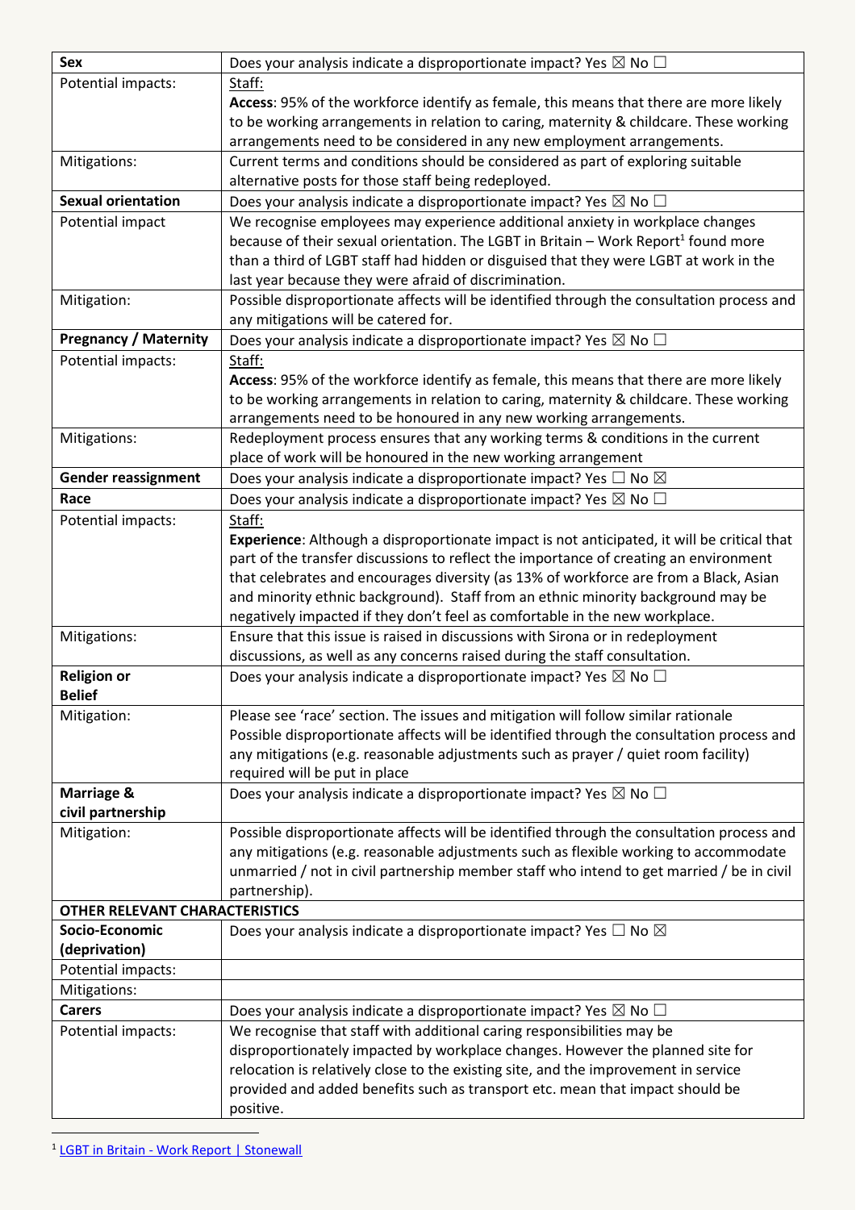| | |
|---|---|
| **Sex** | Does your analysis indicate a disproportionate impact? Yes ☒ No ☐ |
| Potential impacts: | Staff:<br>**Access**: 95% of the workforce identify as female, this means that there are more likely to be working arrangements in relation to caring, maternity & childcare. These working arrangements need to be considered in any new employment arrangements. |
| Mitigations: | Current terms and conditions should be considered as part of exploring suitable alternative posts for those staff being redeployed. |
| **Sexual orientation** | Does your analysis indicate a disproportionate impact? Yes ☒ No ☐ |
| Potential impact | We recognise employees may experience additional anxiety in workplace changes because of their sexual orientation. The LGBT in Britain – Work Report[1] found more than a third of LGBT staff had hidden or disguised that they were LGBT at work in the last year because they were afraid of discrimination. |
| Mitigation: | Possible disproportionate affects will be identified through the consultation process and any mitigations will be catered for. |
| **Pregnancy / Maternity** | Does your analysis indicate a disproportionate impact? Yes ☒ No ☐ |
| Potential impacts: | Staff:<br>**Access**: 95% of the workforce identify as female, this means that there are more likely to be working arrangements in relation to caring, maternity & childcare. These working arrangements need to be honoured in any new working arrangements. |
| Mitigations: | Redeployment process ensures that any working terms & conditions in the current place of work will be honoured in the new working arrangement |
| **Gender reassignment** | Does your analysis indicate a disproportionate impact? Yes ☐ No ☒ |
| **Race** | Does your analysis indicate a disproportionate impact? Yes ☒ No ☐ |
| Potential impacts: | Staff:<br>**Experience**: Although a disproportionate impact is not anticipated, it will be critical that part of the transfer discussions to reflect the importance of creating an environment that celebrates and encourages diversity (as 13% of workforce are from a Black, Asian and minority ethnic background). Staff from an ethnic minority background may be negatively impacted if they don't feel as comfortable in the new workplace. |
| Mitigations: | Ensure that this issue is raised in discussions with Sirona or in redeployment discussions, as well as any concerns raised during the staff consultation. |
| **Religion or Belief** | Does your analysis indicate a disproportionate impact? Yes ☒ No ☐ |
| Mitigation: | Please see 'race' section. The issues and mitigation will follow similar rationale<br>Possible disproportionate affects will be identified through the consultation process and any mitigations (e.g. reasonable adjustments such as prayer / quiet room facility) required will be put in place |
| **Marriage & civil partnership** | Does your analysis indicate a disproportionate impact? Yes ☒ No ☐ |
| Mitigation: | Possible disproportionate affects will be identified through the consultation process and any mitigations (e.g. reasonable adjustments such as flexible working to accommodate unmarried / not in civil partnership member staff who intend to get married / be in civil partnership). |
| **OTHER RELEVANT CHARACTERISTICS** | |
| **Socio-Economic (deprivation)** | Does your analysis indicate a disproportionate impact? Yes ☐ No ☒ |
| Potential impacts: | |
| Mitigations: | |
| **Carers** | Does your analysis indicate a disproportionate impact? Yes ☒ No ☐ |
| Potential impacts: | We recognise that staff with additional caring responsibilities may be disproportionately impacted by workplace changes. However the planned site for relocation is relatively close to the existing site, and the improvement in service provided and added benefits such as transport etc. mean that impact should be positive. |

[1] LGBT in Britain - Work Report | Stonewall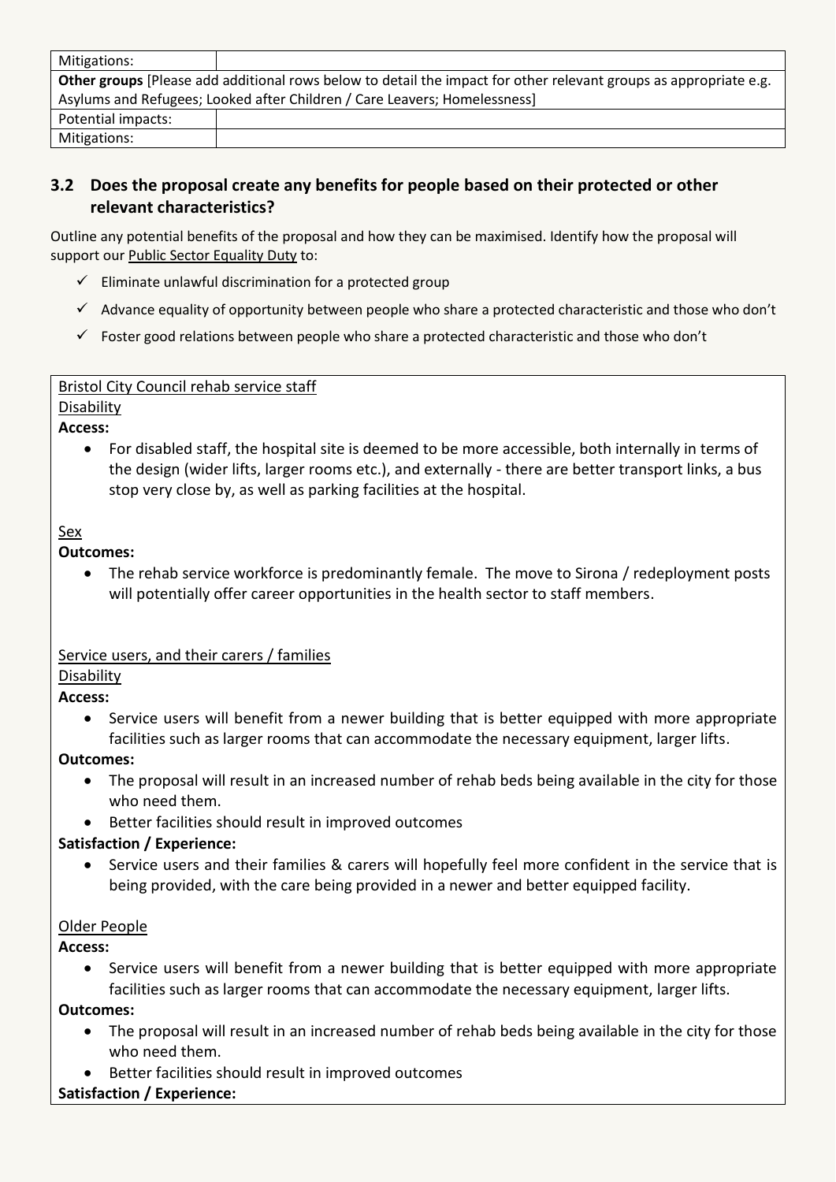| | |
|---|---|
| Mitigations: | |
| **Other groups** [Please add additional rows below to detail the impact for other relevant groups as appropriate e.g. Asylums and Refugees; Looked after Children / Care Leavers; Homelessness] | |
| Potential impacts: | |
| Mitigations: | |

## 3.2 Does the proposal create any benefits for people based on their protected or other relevant characteristics?

Outline any potential benefits of the proposal and how they can be maximised. Identify how the proposal will support our Public Sector Equality Duty to:

- ✓ Eliminate unlawful discrimination for a protected group
- ✓ Advance equality of opportunity between people who share a protected characteristic and those who don't
- ✓ Foster good relations between people who share a protected characteristic and those who don't

Bristol City Council rehab service staff

Disability

**Access:**

- For disabled staff, the hospital site is deemed to be more accessible, both internally in terms of the design (wider lifts, larger rooms etc.), and externally - there are better transport links, a bus stop very close by, as well as parking facilities at the hospital.

Sex

**Outcomes:**

- The rehab service workforce is predominantly female. The move to Sirona / redeployment posts will potentially offer career opportunities in the health sector to staff members.

Service users, and their carers / families

Disability

**Access:**

- Service users will benefit from a newer building that is better equipped with more appropriate facilities such as larger rooms that can accommodate the necessary equipment, larger lifts.

**Outcomes:**

- The proposal will result in an increased number of rehab beds being available in the city for those who need them.
- Better facilities should result in improved outcomes

**Satisfaction / Experience:**

- Service users and their families & carers will hopefully feel more confident in the service that is being provided, with the care being provided in a newer and better equipped facility.

Older People

**Access:**

- Service users will benefit from a newer building that is better equipped with more appropriate facilities such as larger rooms that can accommodate the necessary equipment, larger lifts.

**Outcomes:**

- The proposal will result in an increased number of rehab beds being available in the city for those who need them.
- Better facilities should result in improved outcomes

**Satisfaction / Experience:**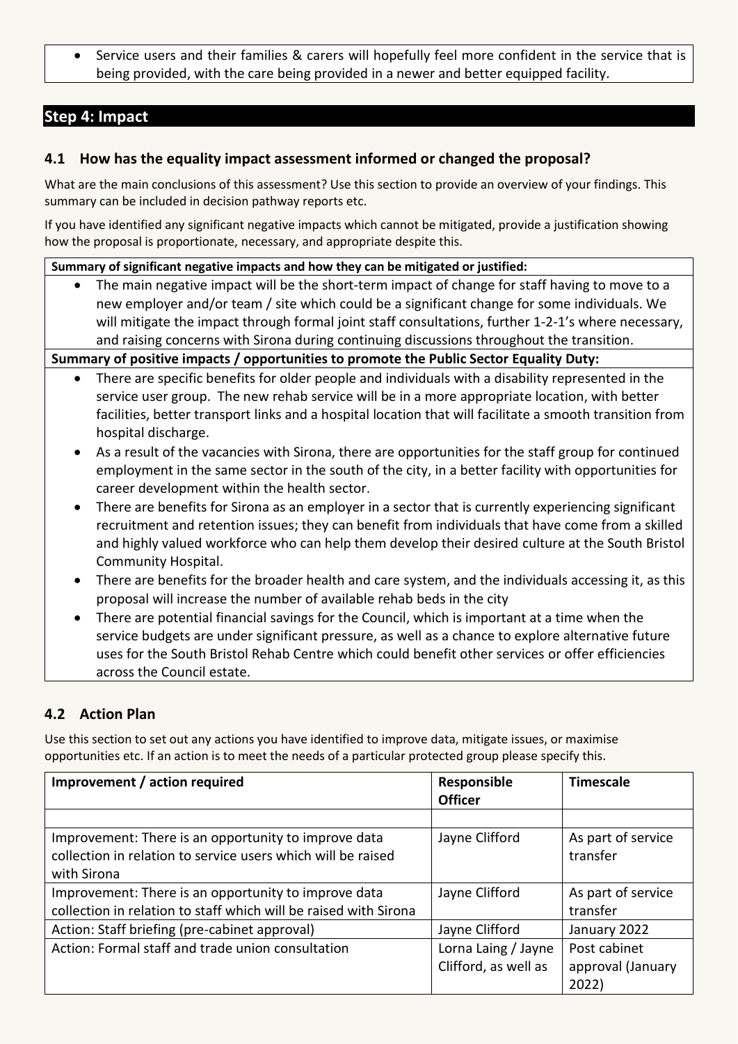- Service users and their families & carers will hopefully feel more confident in the service that is being provided, with the care being provided in a newer and better equipped facility.

## Step 4: Impact

### 4.1 How has the equality impact assessment informed or changed the proposal?

What are the main conclusions of this assessment? Use this section to provide an overview of your findings. This summary can be included in decision pathway reports etc.

If you have identified any significant negative impacts which cannot be mitigated, provide a justification showing how the proposal is proportionate, necessary, and appropriate despite this.

**Summary of significant negative impacts and how they can be mitigated or justified:**

- The main negative impact will be the short-term impact of change for staff having to move to a new employer and/or team / site which could be a significant change for some individuals. We will mitigate the impact through formal joint staff consultations, further 1-2-1's where necessary, and raising concerns with Sirona during continuing discussions throughout the transition.

**Summary of positive impacts / opportunities to promote the Public Sector Equality Duty:**

- There are specific benefits for older people and individuals with a disability represented in the service user group. The new rehab service will be in a more appropriate location, with better facilities, better transport links and a hospital location that will facilitate a smooth transition from hospital discharge.
- As a result of the vacancies with Sirona, there are opportunities for the staff group for continued employment in the same sector in the south of the city, in a better facility with opportunities for career development within the health sector.
- There are benefits for Sirona as an employer in a sector that is currently experiencing significant recruitment and retention issues; they can benefit from individuals that have come from a skilled and highly valued workforce who can help them develop their desired culture at the South Bristol Community Hospital.
- There are benefits for the broader health and care system, and the individuals accessing it, as this proposal will increase the number of available rehab beds in the city
- There are potential financial savings for the Council, which is important at a time when the service budgets are under significant pressure, as well as a chance to explore alternative future uses for the South Bristol Rehab Centre which could benefit other services or offer efficiencies across the Council estate.

### 4.2 Action Plan

Use this section to set out any actions you have identified to improve data, mitigate issues, or maximise opportunities etc. If an action is to meet the needs of a particular protected group please specify this.

| Improvement / action required | Responsible Officer | Timescale |
|---|---|---|
| | | |
| Improvement: There is an opportunity to improve data collection in relation to service users which will be raised with Sirona | Jayne Clifford | As part of service transfer |
| Improvement: There is an opportunity to improve data collection in relation to staff which will be raised with Sirona | Jayne Clifford | As part of service transfer |
| Action: Staff briefing (pre-cabinet approval) | Jayne Clifford | January 2022 |
| Action: Formal staff and trade union consultation | Lorna Laing / Jayne Clifford, as well as | Post cabinet approval (January 2022) |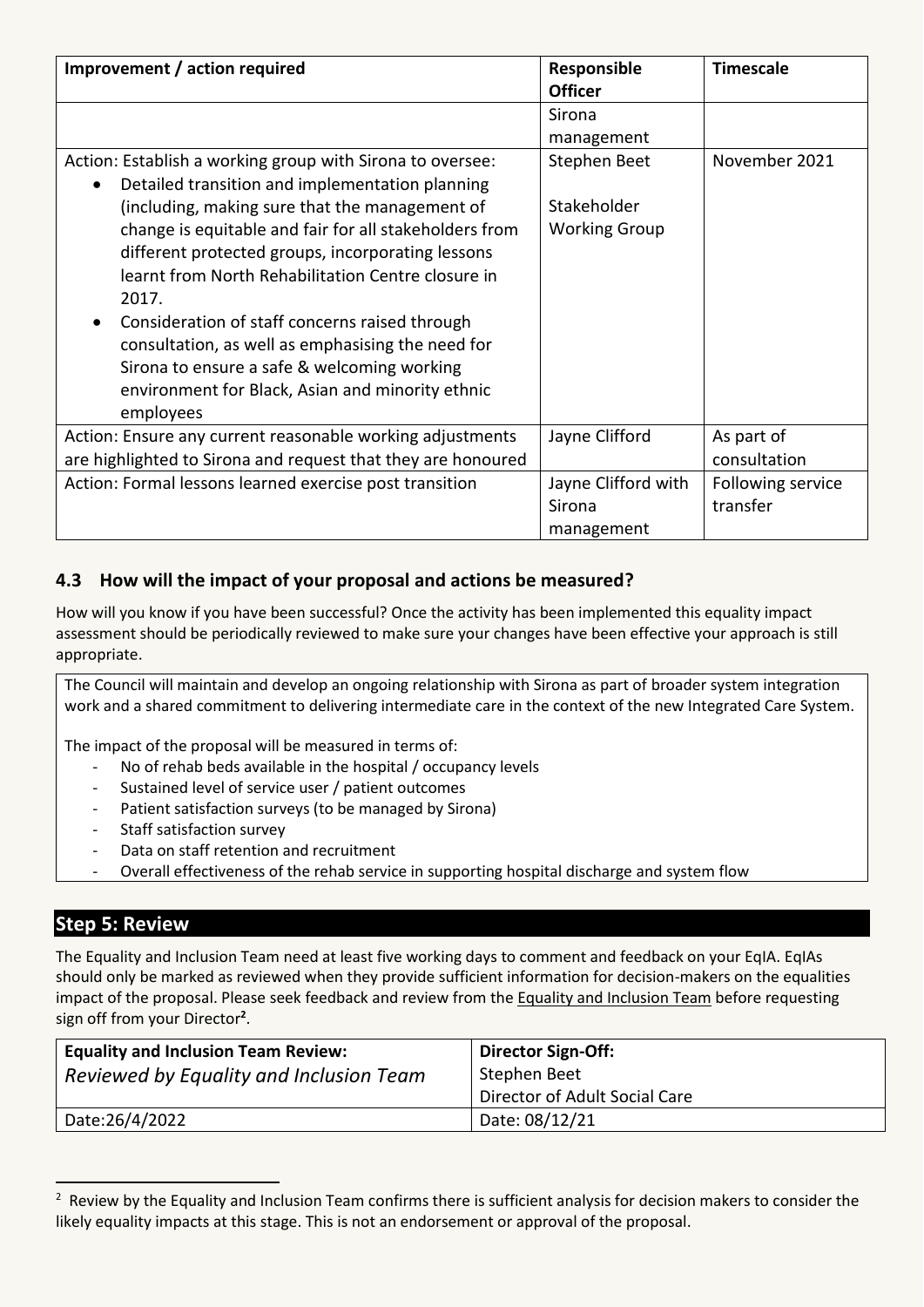| Improvement / action required | Responsible Officer | Timescale |
|---|---|---|
| | Sirona management | |
| Action: Establish a working group with Sirona to oversee:<br>• Detailed transition and implementation planning (including, making sure that the management of change is equitable and fair for all stakeholders from different protected groups, incorporating lessons learnt from North Rehabilitation Centre closure in 2017.<br>• Consideration of staff concerns raised through consultation, as well as emphasising the need for Sirona to ensure a safe & welcoming working environment for Black, Asian and minority ethnic employees | Stephen Beet<br><br>Stakeholder Working Group | November 2021 |
| Action: Ensure any current reasonable working adjustments are highlighted to Sirona and request that they are honoured | Jayne Clifford | As part of consultation |
| Action: Formal lessons learned exercise post transition | Jayne Clifford with Sirona management | Following service transfer |

### 4.3 How will the impact of your proposal and actions be measured?

How will you know if you have been successful? Once the activity has been implemented this equality impact assessment should be periodically reviewed to make sure your changes have been effective your approach is still appropriate.

The Council will maintain and develop an ongoing relationship with Sirona as part of broader system integration work and a shared commitment to delivering intermediate care in the context of the new Integrated Care System.

The impact of the proposal will be measured in terms of:

- No of rehab beds available in the hospital / occupancy levels
- Sustained level of service user / patient outcomes
- Patient satisfaction surveys (to be managed by Sirona)
- Staff satisfaction survey
- Data on staff retention and recruitment
- Overall effectiveness of the rehab service in supporting hospital discharge and system flow

## Step 5: Review

The Equality and Inclusion Team need at least five working days to comment and feedback on your EqIA. EqIAs should only be marked as reviewed when they provide sufficient information for decision-makers on the equalities impact of the proposal. Please seek feedback and review from the Equality and Inclusion Team before requesting sign off from your Director[2].

| Equality and Inclusion Team Review:<br>*Reviewed by Equality and Inclusion Team* | Director Sign-Off:<br>Stephen Beet<br>Director of Adult Social Care |
|---|---|
| Date:26/4/2022 | Date: 08/12/21 |

[2] Review by the Equality and Inclusion Team confirms there is sufficient analysis for decision makers to consider the likely equality impacts at this stage. This is not an endorsement or approval of the proposal.